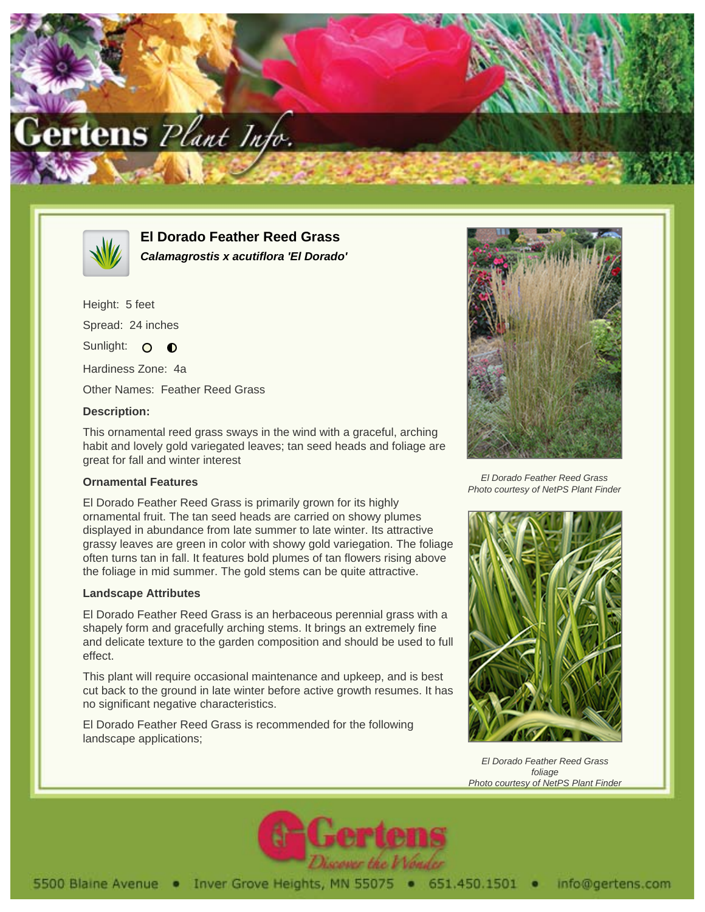# El Dorado Feather Reed Grass

***Calamagrostis x acutiflora 'El Dorado'***

Height: 5 feet

Spread: 24 inches

Sunlight: ○ ◐

Hardiness Zone: 4a

Other Names: Feather Reed Grass

### Description:

This ornamental reed grass sways in the wind with a graceful, arching habit and lovely gold variegated leaves; tan seed heads and foliage are great for fall and winter interest

### Ornamental Features

El Dorado Feather Reed Grass is primarily grown for its highly ornamental fruit. The tan seed heads are carried on showy plumes displayed in abundance from late summer to late winter. Its attractive grassy leaves are green in color with showy gold variegation. The foliage often turns tan in fall. It features bold plumes of tan flowers rising above the foliage in mid summer. The gold stems can be quite attractive.

### Landscape Attributes

El Dorado Feather Reed Grass is an herbaceous perennial grass with a shapely form and gracefully arching stems. It brings an extremely fine and delicate texture to the garden composition and should be used to full effect.

This plant will require occasional maintenance and upkeep, and is best cut back to the ground in late winter before active growth resumes. It has no significant negative characteristics.

El Dorado Feather Reed Grass is recommended for the following landscape applications;

*El Dorado Feather Reed Grass*
*Photo courtesy of NetPS Plant Finder*

*El Dorado Feather Reed Grass foliage*
*Photo courtesy of NetPS Plant Finder*

5500 Blaine Avenue • Inver Grove Heights, MN 55075 • 651.450.1501 • info@gertens.com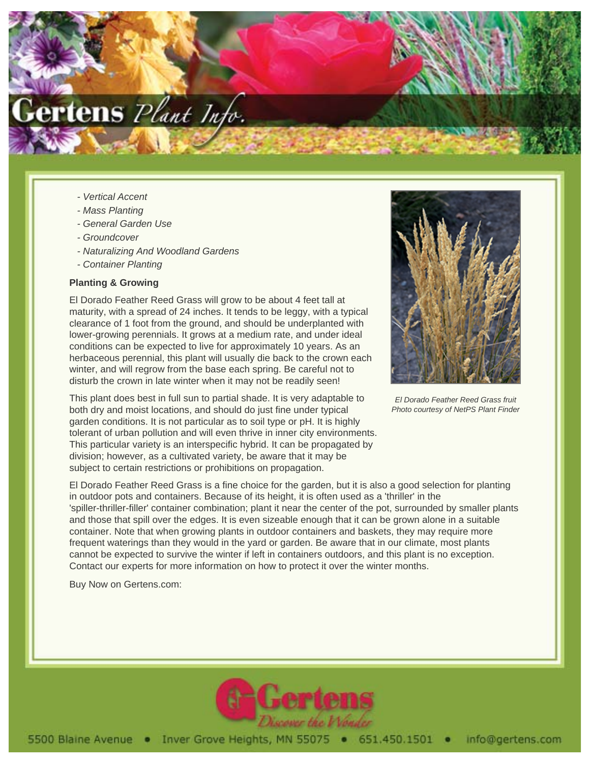- *Vertical Accent*
- *Mass Planting*
- *General Garden Use*
- *Groundcover*
- *Naturalizing And Woodland Gardens*
- *Container Planting*

**Planting & Growing**

El Dorado Feather Reed Grass will grow to be about 4 feet tall at maturity, with a spread of 24 inches. It tends to be leggy, with a typical clearance of 1 foot from the ground, and should be underplanted with lower-growing perennials. It grows at a medium rate, and under ideal conditions can be expected to live for approximately 10 years. As an herbaceous perennial, this plant will usually die back to the crown each winter, and will regrow from the base each spring. Be careful not to disturb the crown in late winter when it may not be readily seen!

*El Dorado Feather Reed Grass fruit*
*Photo courtesy of NetPS Plant Finder*

This plant does best in full sun to partial shade. It is very adaptable to both dry and moist locations, and should do just fine under typical garden conditions. It is not particular as to soil type or pH. It is highly tolerant of urban pollution and will even thrive in inner city environments. This particular variety is an interspecific hybrid. It can be propagated by division; however, as a cultivated variety, be aware that it may be subject to certain restrictions or prohibitions on propagation.

El Dorado Feather Reed Grass is a fine choice for the garden, but it is also a good selection for planting in outdoor pots and containers. Because of its height, it is often used as a 'thriller' in the 'spiller-thriller-filler' container combination; plant it near the center of the pot, surrounded by smaller plants and those that spill over the edges. It is even sizeable enough that it can be grown alone in a suitable container. Note that when growing plants in outdoor containers and baskets, they may require more frequent waterings than they would in the yard or garden. Be aware that in our climate, most plants cannot be expected to survive the winter if left in containers outdoors, and this plant is no exception. Contact our experts for more information on how to protect it over the winter months.

Buy Now on Gertens.com: